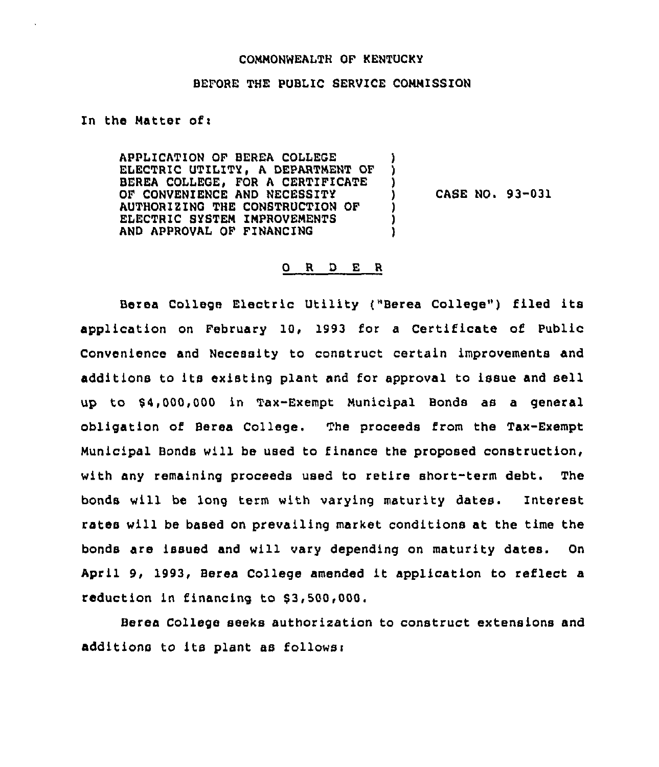COMMONWEALTH OF KENTUCKY

BEFORE THE PUBLIC SERVICE COMMISSION

In the Matter of:

APPLICATION OF BEREA COLLEGE ELECTRIC UTILITY, A DEPARTMENT OF BEREA COLLEGE, FOR A CERTIFICATE OF CONVENIENCE AND NECESSITY AUTHORIZING THE CONSTRUCTION OF ELECTRIC SYSTEM IMPROVEMENTS AND APPROVAL OF FINANCING ) CASE NO. 93-031

O R D E R

Berea College Electric Utility ("Berea College") filed its application on February 10, 1993 for a Certificate of Public Convenience and Necessity to construct certain improvements and additions to its existing plant and for approval to issue and sell up to $4,000,000 in Tax-Exempt Municipal Bonds as a general obligation of Berea College. The proceeds from the Tax-Exempt Municipal Bonds will be used to finance the proposed construction, with any remaining proceeds used to retire short-term debt. The bonds will be long term with varying maturity dates. Interest rates will be based on prevailing market conditions at the time the bonds are issued and will vary depending on maturity dates. On April 9, 1993, Berea College amended it application to reflect a reduction in financing to $3,500,000.

Berea College seeks authorization to construct extensions and additions to its plant as follows: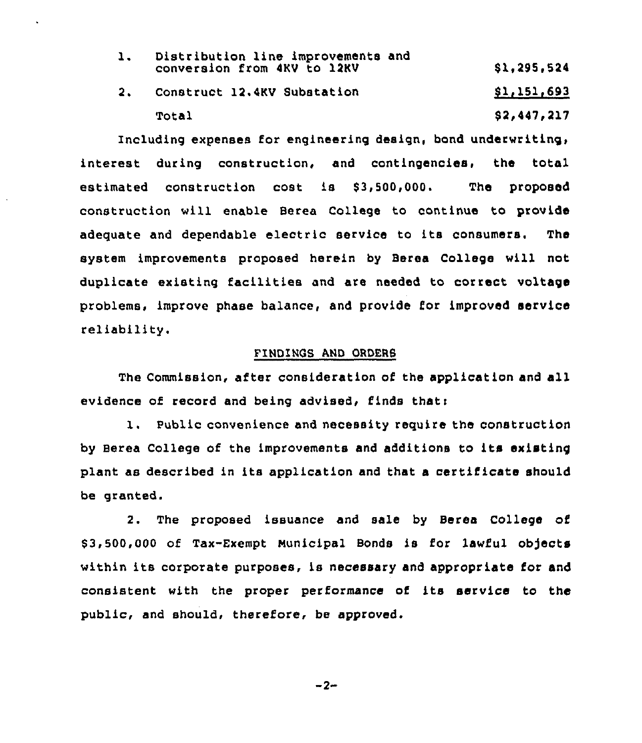| | | |
|---|---|---|
| 1. | Distribution line improvements and conversion from 4KV to 12KV | $1,295,524 |
| 2. | Construct 12.4KV Substation | $1,151,693 |
| | Total | $2,447,217 |

Including expenses for engineering design, bond underwriting, interest during construction, and contingencies, the total estimated construction cost is $3,500,000. The proposed construction will enable Berea College to continue to provide adequate and dependable electric service to its consumers. The system improvements proposed herein by Berea College will not duplicate existing facilities and are needed to correct voltage problems, improve phase balance, and provide for improved service reliability.

## FINDINGS AND ORDERS

The Commission, after consideration of the application and all evidence of record and being advised, finds that:

1. Public convenience and necessity require the construction by Berea College of the improvements and additions to its existing plant as described in its application and that a certificate should be granted.

2. The proposed issuance and sale by Berea College of $3,500,000 of Tax-Exempt Municipal Bonds is for lawful objects within its corporate purposes, is necessary and appropriate for and consistent with the proper performance of its service to the public, and should, therefore, be approved.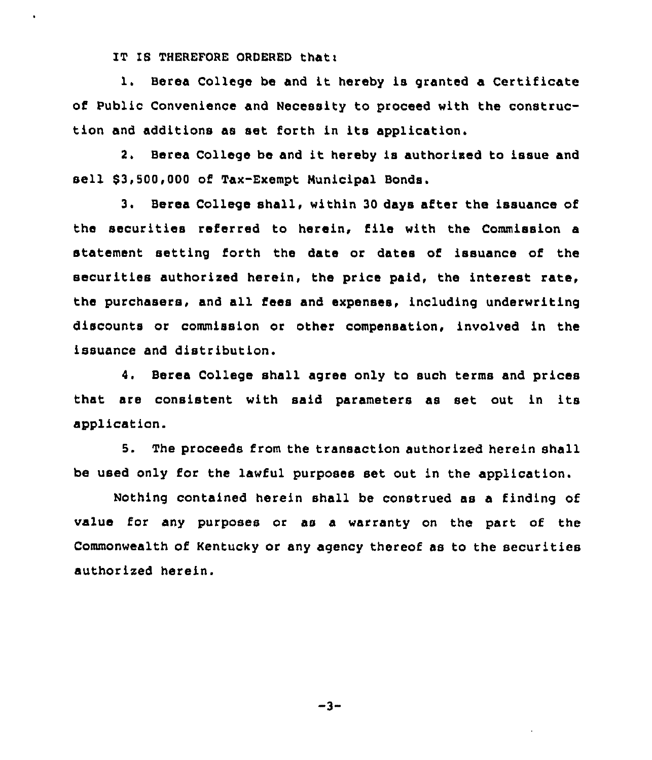IT IS THEREFORE ORDERED that:

1. Berea College be and it hereby is granted a Certificate of Public Convenience and Necessity to proceed with the construction and additions as set forth in its application.

2. Berea College be and it hereby is authorized to issue and sell $3,500,000 of Tax-Exempt Municipal Bonds.

3. Berea College shall, within 30 days after the issuance of the securities referred to herein, file with the Commission a statement setting forth the date or dates of issuance of the securities authorized herein, the price paid, the interest rate, the purchasers, and all fees and expenses, including underwriting discounts or commission or other compensation, involved in the issuance and distribution.

4. Berea College shall agree only to such terms and prices that are consistent with said parameters as set out in its application.

5. The proceeds from the transaction authorized herein shall be used only for the lawful purposes set out in the application.

Nothing contained herein shall be construed as a finding of value for any purposes or as a warranty on the part of the Commonwealth of Kentucky or any agency thereof as to the securities authorized herein.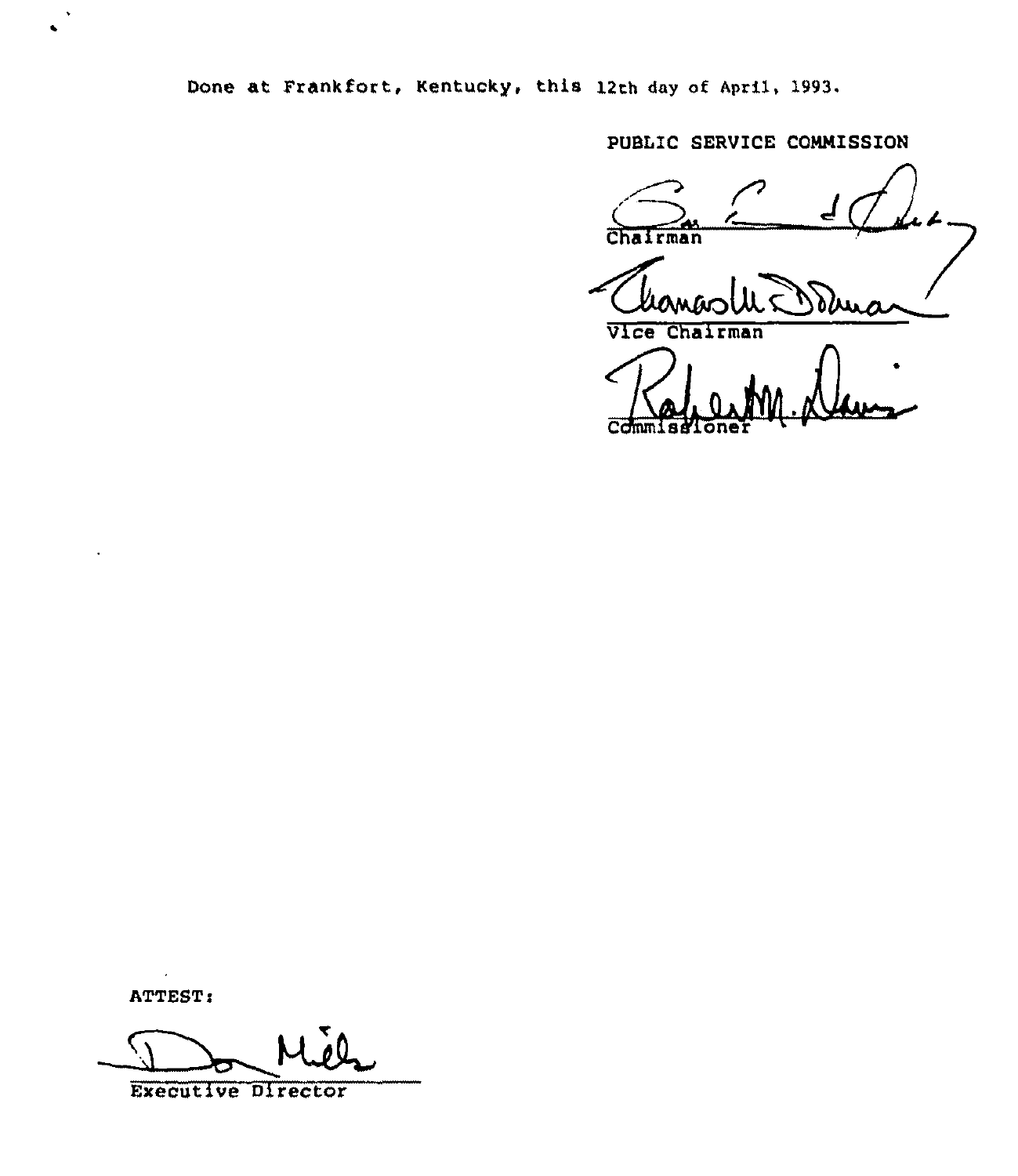Done at Frankfort, Kentucky, this 12th day of April, 1993.

PUBLIC SERVICE COMMISSION

Chairman

Vice Chairman

Commissioner

ATTEST:

Executive Director